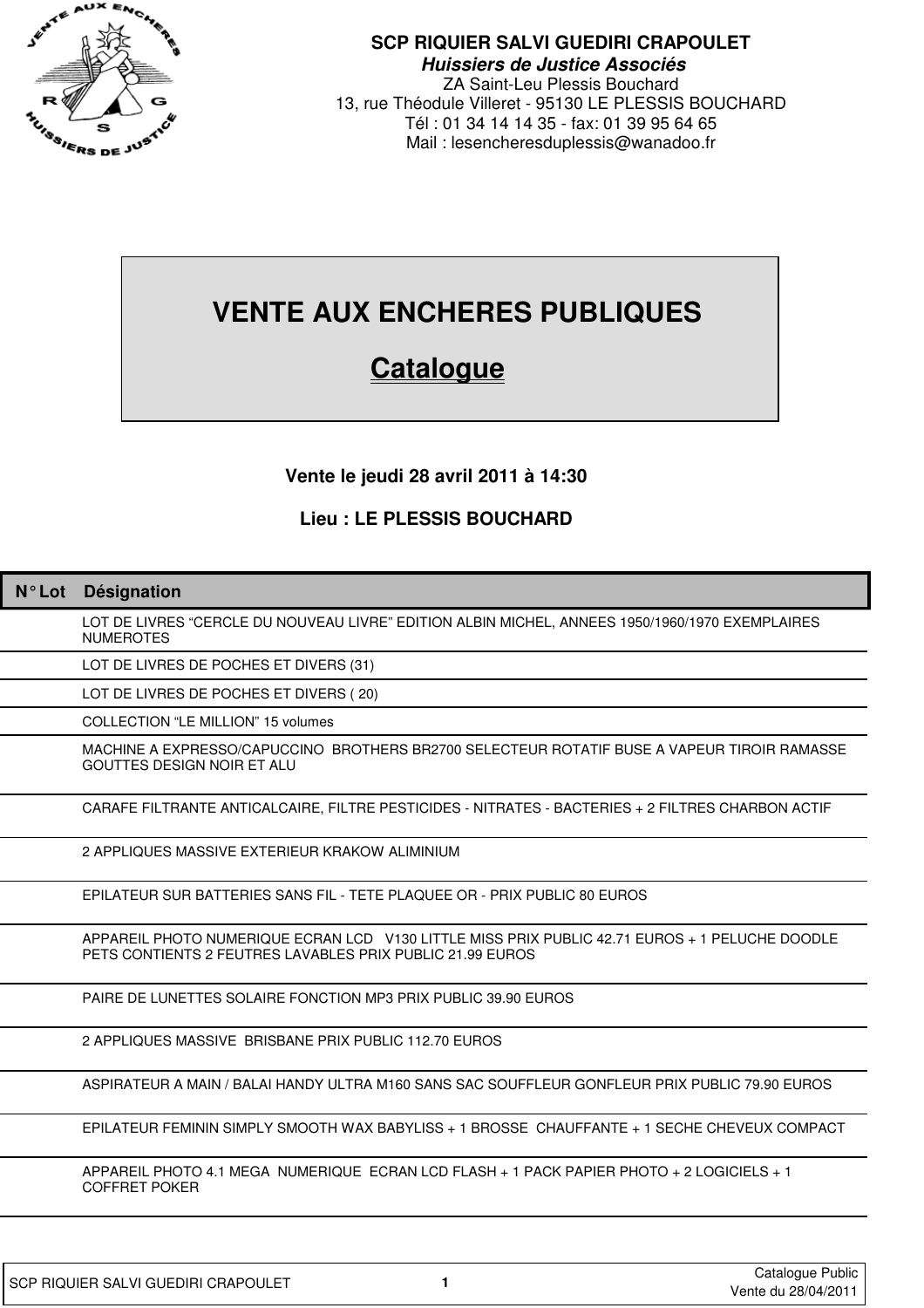**SCP RIQUIER SALVI GUEDIRI CRAPOULET**
***Huissiers de Justice Associés***
ZA Saint-Leu Plessis Bouchard
13, rue Théodule Villeret - 95130 LE PLESSIS BOUCHARD
Tél : 01 34 14 14 35 - fax: 01 39 95 64 65
Mail : lesencheresduplessis@wanadoo.fr

# VENTE AUX ENCHERES PUBLIQUES

## Catalogue

**Vente le jeudi 28 avril 2011 à 14:30**

**Lieu : LE PLESSIS BOUCHARD**

| N° Lot | Désignation |
|---|---|
| | LOT DE LIVRES "CERCLE DU NOUVEAU LIVRE" EDITION ALBIN MICHEL, ANNEES 1950/1960/1970 EXEMPLAIRES NUMEROTES |
| | LOT DE LIVRES DE POCHES ET DIVERS (31) |
| | LOT DE LIVRES DE POCHES ET DIVERS ( 20) |
| | COLLECTION "LE MILLION" 15 volumes |
| | MACHINE A EXPRESSO/CAPUCCINO BROTHERS BR2700 SELECTEUR ROTATIF BUSE A VAPEUR TIROIR RAMASSE GOUTTES DESIGN NOIR ET ALU |
| | CARAFE FILTRANTE ANTICALCAIRE, FILTRE PESTICIDES - NITRATES - BACTERIES + 2 FILTRES CHARBON ACTIF |
| | 2 APPLIQUES MASSIVE EXTERIEUR KRAKOW ALIMINIUM |
| | EPILATEUR SUR BATTERIES SANS FIL - TETE PLAQUEE OR - PRIX PUBLIC 80 EUROS |
| | APPAREIL PHOTO NUMERIQUE ECRAN LCD V130 LITTLE MISS PRIX PUBLIC 42.71 EUROS + 1 PELUCHE DOODLE PETS CONTIENTS 2 FEUTRES LAVABLES PRIX PUBLIC 21.99 EUROS |
| | PAIRE DE LUNETTES SOLAIRE FONCTION MP3 PRIX PUBLIC 39.90 EUROS |
| | 2 APPLIQUES MASSIVE BRISBANE PRIX PUBLIC 112.70 EUROS |
| | ASPIRATEUR A MAIN / BALAI HANDY ULTRA M160 SANS SAC SOUFFLEUR GONFLEUR PRIX PUBLIC 79.90 EUROS |
| | EPILATEUR FEMININ SIMPLY SMOOTH WAX BABYLISS + 1 BROSSE CHAUFFANTE + 1 SECHE CHEVEUX COMPACT |
| | APPAREIL PHOTO 4.1 MEGA NUMERIQUE ECRAN LCD FLASH + 1 PACK PAPIER PHOTO + 2 LOGICIELS + 1 COFFRET POKER |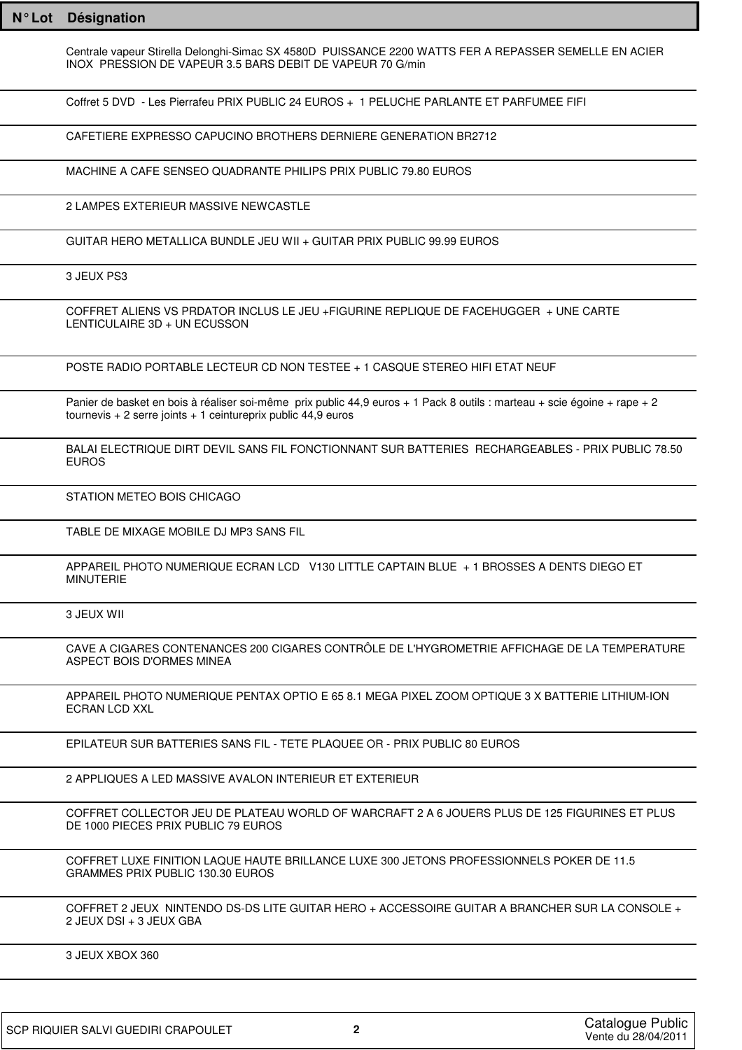| N° Lot | Désignation |
|---|---|
| | Centrale vapeur Stirella Delonghi-Simac SX 4580D PUISSANCE 2200 WATTS FER A REPASSER SEMELLE EN ACIER INOX PRESSION DE VAPEUR 3.5 BARS DEBIT DE VAPEUR 70 G/min |
| | Coffret 5 DVD - Les Pierrafeu PRIX PUBLIC 24 EUROS + 1 PELUCHE PARLANTE ET PARFUMEE FIFI |
| | CAFETIERE EXPRESSO CAPUCINO BROTHERS DERNIERE GENERATION BR2712 |
| | MACHINE A CAFE SENSEO QUADRANTE PHILIPS PRIX PUBLIC 79.80 EUROS |
| | 2 LAMPES EXTERIEUR MASSIVE NEWCASTLE |
| | GUITAR HERO METALLICA BUNDLE JEU WII + GUITAR PRIX PUBLIC 99.99 EUROS |
| | 3 JEUX PS3 |
| | COFFRET ALIENS VS PRDATOR INCLUS LE JEU +FIGURINE REPLIQUE DE FACEHUGGER + UNE CARTE LENTICULAIRE 3D + UN ECUSSON |
| | POSTE RADIO PORTABLE LECTEUR CD NON TESTEE + 1 CASQUE STEREO HIFI ETAT NEUF |
| | Panier de basket en bois à réaliser soi-même prix public 44,9 euros + 1 Pack 8 outils : marteau + scie égoine + rape + 2 tournevis + 2 serre joints + 1 ceintureprix public 44,9 euros |
| | BALAI ELECTRIQUE DIRT DEVIL SANS FIL FONCTIONNANT SUR BATTERIES RECHARGEABLES - PRIX PUBLIC 78.50 EUROS |
| | STATION METEO BOIS CHICAGO |
| | TABLE DE MIXAGE MOBILE DJ MP3 SANS FIL |
| | APPAREIL PHOTO NUMERIQUE ECRAN LCD V130 LITTLE CAPTAIN BLUE + 1 BROSSES A DENTS DIEGO ET MINUTERIE |
| | 3 JEUX WII |
| | CAVE A CIGARES CONTENANCES 200 CIGARES CONTRÔLE DE L'HYGROMETRIE AFFICHAGE DE LA TEMPERATURE ASPECT BOIS D'ORMES MINEA |
| | APPAREIL PHOTO NUMERIQUE PENTAX OPTIO E 65 8.1 MEGA PIXEL ZOOM OPTIQUE 3 X BATTERIE LITHIUM-ION ECRAN LCD XXL |
| | EPILATEUR SUR BATTERIES SANS FIL - TETE PLAQUEE OR - PRIX PUBLIC 80 EUROS |
| | 2 APPLIQUES A LED MASSIVE AVALON INTERIEUR ET EXTERIEUR |
| | COFFRET COLLECTOR JEU DE PLATEAU WORLD OF WARCRAFT 2 A 6 JOUERS PLUS DE 125 FIGURINES ET PLUS DE 1000 PIECES PRIX PUBLIC 79 EUROS |
| | COFFRET LUXE FINITION LAQUE HAUTE BRILLANCE LUXE 300 JETONS PROFESSIONNELS POKER DE 11.5 GRAMMES PRIX PUBLIC 130.30 EUROS |
| | COFFRET 2 JEUX NINTENDO DS-DS LITE GUITAR HERO + ACCESSOIRE GUITAR A BRANCHER SUR LA CONSOLE + 2 JEUX DSI + 3 JEUX GBA |
| | 3 JEUX XBOX 360 |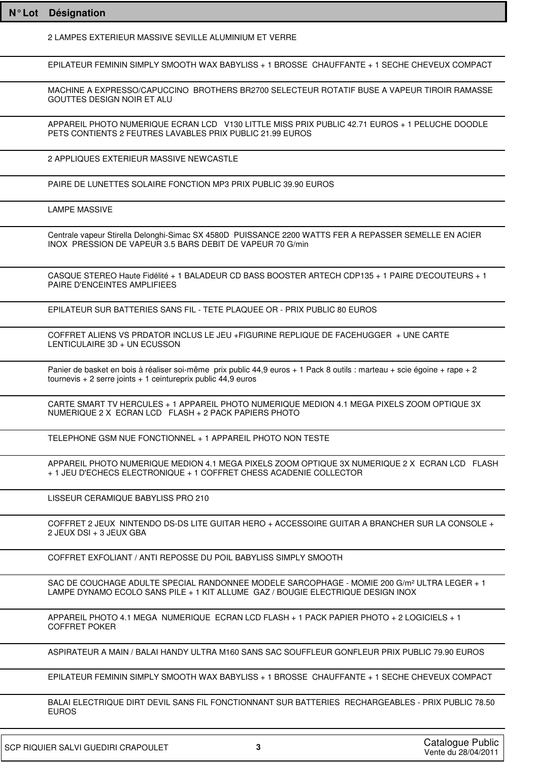| N° Lot | Désignation |
| --- | --- |
| | 2 LAMPES EXTERIEUR MASSIVE SEVILLE ALUMINIUM ET VERRE |
| | EPILATEUR FEMININ SIMPLY SMOOTH WAX BABYLISS + 1 BROSSE CHAUFFANTE + 1 SECHE CHEVEUX COMPACT |
| | MACHINE A EXPRESSO/CAPUCCINO BROTHERS BR2700 SELECTEUR ROTATIF BUSE A VAPEUR TIROIR RAMASSE GOUTTES DESIGN NOIR ET ALU |
| | APPAREIL PHOTO NUMERIQUE ECRAN LCD V130 LITTLE MISS PRIX PUBLIC 42.71 EUROS + 1 PELUCHE DOODLE PETS CONTIENTS 2 FEUTRES LAVABLES PRIX PUBLIC 21.99 EUROS |
| | 2 APPLIQUES EXTERIEUR MASSIVE NEWCASTLE |
| | PAIRE DE LUNETTES SOLAIRE FONCTION MP3 PRIX PUBLIC 39.90 EUROS |
| | LAMPE MASSIVE |
| | Centrale vapeur Stirella Delonghi-Simac SX 4580D PUISSANCE 2200 WATTS FER A REPASSER SEMELLE EN ACIER INOX PRESSION DE VAPEUR 3.5 BARS DEBIT DE VAPEUR 70 G/min |
| | CASQUE STEREO Haute Fidélité + 1 BALADEUR CD BASS BOOSTER ARTECH CDP135 + 1 PAIRE D'ECOUTEURS + 1 PAIRE D'ENCEINTES AMPLIFIEES |
| | EPILATEUR SUR BATTERIES SANS FIL - TETE PLAQUEE OR - PRIX PUBLIC 80 EUROS |
| | COFFRET ALIENS VS PRDATOR INCLUS LE JEU +FIGURINE REPLIQUE DE FACEHUGGER + UNE CARTE LENTICULAIRE 3D + UN ECUSSON |
| | Panier de basket en bois à réaliser soi-même prix public 44,9 euros + 1 Pack 8 outils : marteau + scie égoine + rape + 2 tournevis + 2 serre joints + 1 ceintureprix public 44,9 euros |
| | CARTE SMART TV HERCULES + 1 APPAREIL PHOTO NUMERIQUE MEDION 4.1 MEGA PIXELS ZOOM OPTIQUE 3X NUMERIQUE 2 X ECRAN LCD FLASH + 2 PACK PAPIERS PHOTO |
| | TELEPHONE GSM NUE FONCTIONNEL + 1 APPAREIL PHOTO NON TESTE |
| | APPAREIL PHOTO NUMERIQUE MEDION 4.1 MEGA PIXELS ZOOM OPTIQUE 3X NUMERIQUE 2 X ECRAN LCD FLASH + 1 JEU D'ECHECS ELECTRONIQUE + 1 COFFRET CHESS ACADENIE COLLECTOR |
| | LISSEUR CERAMIQUE BABYLISS PRO 210 |
| | COFFRET 2 JEUX NINTENDO DS-DS LITE GUITAR HERO + ACCESSOIRE GUITAR A BRANCHER SUR LA CONSOLE + 2 JEUX DSI + 3 JEUX GBA |
| | COFFRET EXFOLIANT / ANTI REPOSSE DU POIL BABYLISS SIMPLY SMOOTH |
| | SAC DE COUCHAGE ADULTE SPECIAL RANDONNEE MODELE SARCOPHAGE - MOMIE 200 G/m² ULTRA LEGER + 1 LAMPE DYNAMO ECOLO SANS PILE + 1 KIT ALLUME GAZ / BOUGIE ELECTRIQUE DESIGN INOX |
| | APPAREIL PHOTO 4.1 MEGA NUMERIQUE ECRAN LCD FLASH + 1 PACK PAPIER PHOTO + 2 LOGICIELS + 1 COFFRET POKER |
| | ASPIRATEUR A MAIN / BALAI HANDY ULTRA M160 SANS SAC SOUFFLEUR GONFLEUR PRIX PUBLIC 79.90 EUROS |
| | EPILATEUR FEMININ SIMPLY SMOOTH WAX BABYLISS + 1 BROSSE CHAUFFANTE + 1 SECHE CHEVEUX COMPACT |
| | BALAI ELECTRIQUE DIRT DEVIL SANS FIL FONCTIONNANT SUR BATTERIES RECHARGEABLES - PRIX PUBLIC 78.50 EUROS |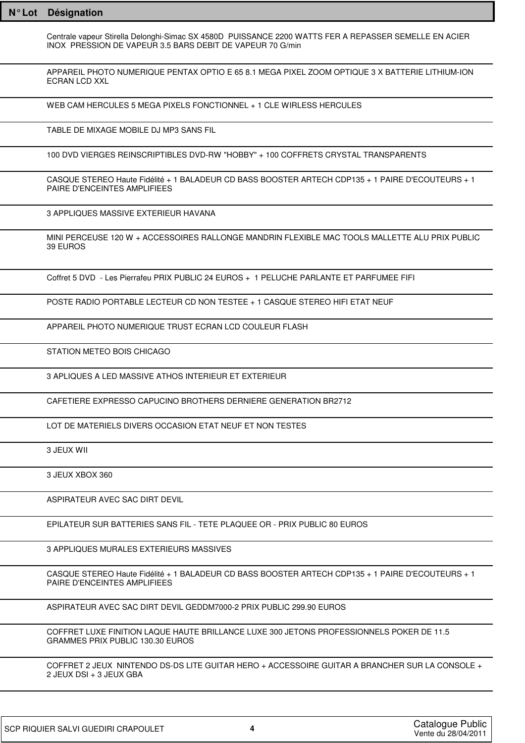| N° Lot | Désignation |
| --- | --- |
| | Centrale vapeur Stirella Delonghi-Simac SX 4580D PUISSANCE 2200 WATTS FER A REPASSER SEMELLE EN ACIER INOX PRESSION DE VAPEUR 3.5 BARS DEBIT DE VAPEUR 70 G/min |
| | APPAREIL PHOTO NUMERIQUE PENTAX OPTIO E 65 8.1 MEGA PIXEL ZOOM OPTIQUE 3 X BATTERIE LITHIUM-ION ECRAN LCD XXL |
| | WEB CAM HERCULES 5 MEGA PIXELS FONCTIONNEL + 1 CLE WIRLESS HERCULES |
| | TABLE DE MIXAGE MOBILE DJ MP3 SANS FIL |
| | 100 DVD VIERGES REINSCRIPTIBLES DVD-RW "HOBBY" + 100 COFFRETS CRYSTAL TRANSPARENTS |
| | CASQUE STEREO Haute Fidélité + 1 BALADEUR CD BASS BOOSTER ARTECH CDP135 + 1 PAIRE D'ECOUTEURS + 1 PAIRE D'ENCEINTES AMPLIFIEES |
| | 3 APPLIQUES MASSIVE EXTERIEUR HAVANA |
| | MINI PERCEUSE 120 W + ACCESSOIRES RALLONGE MANDRIN FLEXIBLE MAC TOOLS MALLETTE ALU PRIX PUBLIC 39 EUROS |
| | Coffret 5 DVD - Les Pierrafeu PRIX PUBLIC 24 EUROS + 1 PELUCHE PARLANTE ET PARFUMEE FIFI |
| | POSTE RADIO PORTABLE LECTEUR CD NON TESTEE + 1 CASQUE STEREO HIFI ETAT NEUF |
| | APPAREIL PHOTO NUMERIQUE TRUST ECRAN LCD COULEUR FLASH |
| | STATION METEO BOIS CHICAGO |
| | 3 APLIQUES A LED MASSIVE ATHOS INTERIEUR ET EXTERIEUR |
| | CAFETIERE EXPRESSO CAPUCINO BROTHERS DERNIERE GENERATION BR2712 |
| | LOT DE MATERIELS DIVERS OCCASION ETAT NEUF ET NON TESTES |
| | 3 JEUX WII |
| | 3 JEUX XBOX 360 |
| | ASPIRATEUR AVEC SAC DIRT DEVIL |
| | EPILATEUR SUR BATTERIES SANS FIL - TETE PLAQUEE OR - PRIX PUBLIC 80 EUROS |
| | 3 APPLIQUES MURALES EXTERIEURS MASSIVES |
| | CASQUE STEREO Haute Fidélité + 1 BALADEUR CD BASS BOOSTER ARTECH CDP135 + 1 PAIRE D'ECOUTEURS + 1 PAIRE D'ENCEINTES AMPLIFIEES |
| | ASPIRATEUR AVEC SAC DIRT DEVIL GEDDM7000-2 PRIX PUBLIC 299.90 EUROS |
| | COFFRET LUXE FINITION LAQUE HAUTE BRILLANCE LUXE 300 JETONS PROFESSIONNELS POKER DE 11.5 GRAMMES PRIX PUBLIC 130.30 EUROS |
| | COFFRET 2 JEUX NINTENDO DS-DS LITE GUITAR HERO + ACCESSOIRE GUITAR A BRANCHER SUR LA CONSOLE + 2 JEUX DSI + 3 JEUX GBA |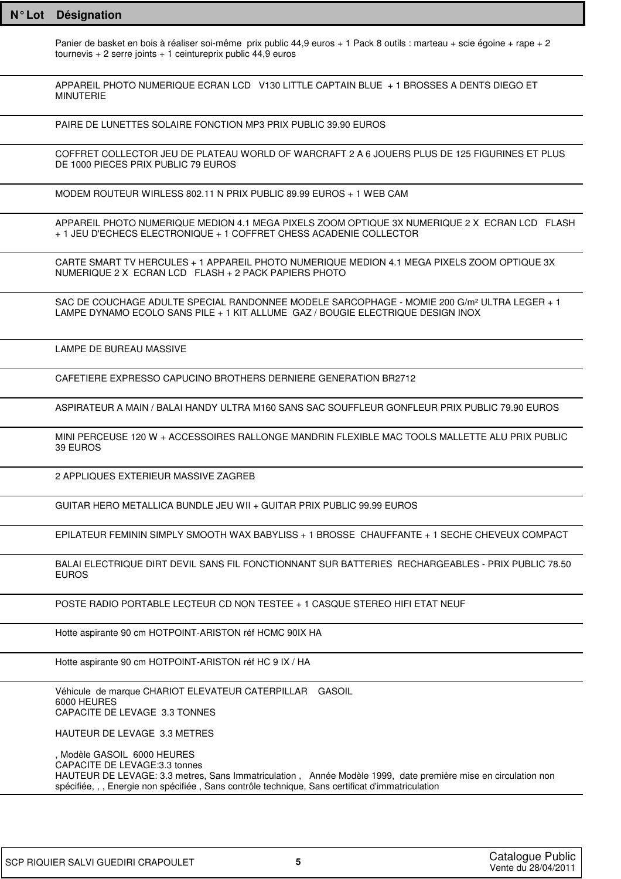| N° Lot | Désignation |
|---|---|
| | Panier de basket en bois à réaliser soi-même prix public 44,9 euros + 1 Pack 8 outils : marteau + scie égoine + rape + 2 tournevis + 2 serre joints + 1 ceintureprix public 44,9 euros |
| | APPAREIL PHOTO NUMERIQUE ECRAN LCD V130 LITTLE CAPTAIN BLUE + 1 BROSSES A DENTS DIEGO ET MINUTERIE |
| | PAIRE DE LUNETTES SOLAIRE FONCTION MP3 PRIX PUBLIC 39.90 EUROS |
| | COFFRET COLLECTOR JEU DE PLATEAU WORLD OF WARCRAFT 2 A 6 JOUERS PLUS DE 125 FIGURINES ET PLUS DE 1000 PIECES PRIX PUBLIC 79 EUROS |
| | MODEM ROUTEUR WIRLESS 802.11 N PRIX PUBLIC 89.99 EUROS + 1 WEB CAM |
| | APPAREIL PHOTO NUMERIQUE MEDION 4.1 MEGA PIXELS ZOOM OPTIQUE 3X NUMERIQUE 2 X ECRAN LCD FLASH + 1 JEU D'ECHECS ELECTRONIQUE + 1 COFFRET CHESS ACADENIE COLLECTOR |
| | CARTE SMART TV HERCULES + 1 APPAREIL PHOTO NUMERIQUE MEDION 4.1 MEGA PIXELS ZOOM OPTIQUE 3X NUMERIQUE 2 X ECRAN LCD FLASH + 2 PACK PAPIERS PHOTO |
| | SAC DE COUCHAGE ADULTE SPECIAL RANDONNEE MODELE SARCOPHAGE - MOMIE 200 G/m² ULTRA LEGER + 1 LAMPE DYNAMO ECOLO SANS PILE + 1 KIT ALLUME GAZ / BOUGIE ELECTRIQUE DESIGN INOX |
| | LAMPE DE BUREAU MASSIVE |
| | CAFETIERE EXPRESSO CAPUCINO BROTHERS DERNIERE GENERATION BR2712 |
| | ASPIRATEUR A MAIN / BALAI HANDY ULTRA M160 SANS SAC SOUFFLEUR GONFLEUR PRIX PUBLIC 79.90 EUROS |
| | MINI PERCEUSE 120 W + ACCESSOIRES RALLONGE MANDRIN FLEXIBLE MAC TOOLS MALLETTE ALU PRIX PUBLIC 39 EUROS |
| | 2 APPLIQUES EXTERIEUR MASSIVE ZAGREB |
| | GUITAR HERO METALLICA BUNDLE JEU WII + GUITAR PRIX PUBLIC 99.99 EUROS |
| | EPILATEUR FEMININ SIMPLY SMOOTH WAX BABYLISS + 1 BROSSE CHAUFFANTE + 1 SECHE CHEVEUX COMPACT |
| | BALAI ELECTRIQUE DIRT DEVIL SANS FIL FONCTIONNANT SUR BATTERIES RECHARGEABLES - PRIX PUBLIC 78.50 EUROS |
| | POSTE RADIO PORTABLE LECTEUR CD NON TESTEE + 1 CASQUE STEREO HIFI ETAT NEUF |
| | Hotte aspirante 90 cm HOTPOINT-ARISTON réf HCMC 90IX HA |
| | Hotte aspirante 90 cm HOTPOINT-ARISTON réf HC 9 IX / HA |
| | Véhicule de marque CHARIOT ELEVATEUR CATERPILLAR GASOIL<br>6000 HEURES<br>CAPACITE DE LEVAGE 3.3 TONNES<br><br>HAUTEUR DE LEVAGE 3.3 METRES<br><br>, Modèle GASOIL 6000 HEURES<br>CAPACITE DE LEVAGE:3.3 tonnes<br>HAUTEUR DE LEVAGE: 3.3 metres, Sans Immatriculation , Année Modèle 1999, date première mise en circulation non spécifiée, , , Energie non spécifiée , Sans contrôle technique, Sans certificat d'immatriculation |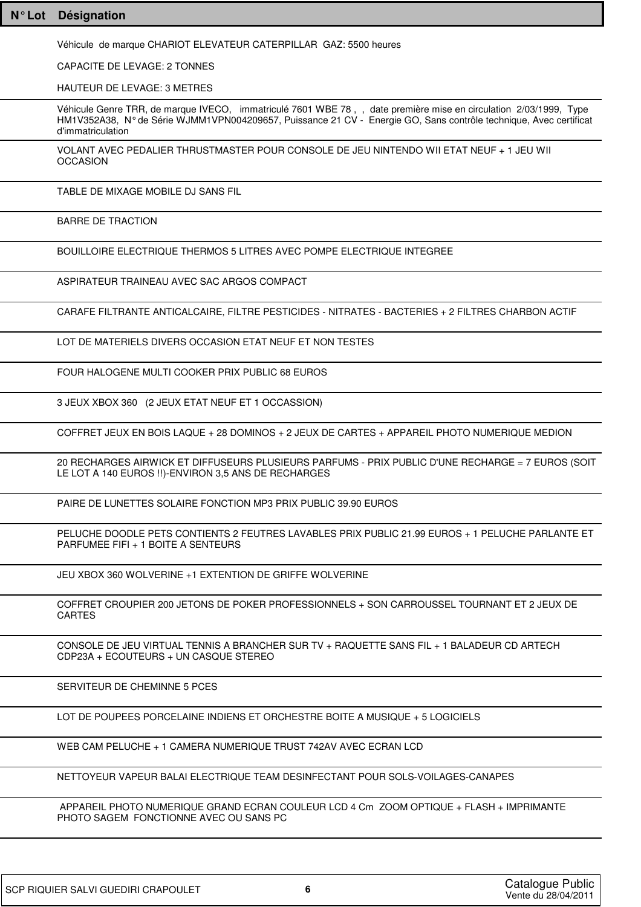| N° Lot | Désignation |
|---|---|
| | Véhicule de marque CHARIOT ELEVATEUR CATERPILLAR GAZ: 5500 heures<br><br>CAPACITE DE LEVAGE: 2 TONNES<br><br>HAUTEUR DE LEVAGE: 3 METRES |
| | Véhicule Genre TRR, de marque IVECO, immatriculé 7601 WBE 78 , , date première mise en circulation 2/03/1999, Type HM1V352A38, N° de Série WJMM1VPN004209657, Puissance 21 CV - Energie GO, Sans contrôle technique, Avec certificat d'immatriculation |
| | VOLANT AVEC PEDALIER THRUSTMASTER POUR CONSOLE DE JEU NINTENDO WII ETAT NEUF + 1 JEU WII OCCASION |
| | TABLE DE MIXAGE MOBILE DJ SANS FIL |
| | BARRE DE TRACTION |
| | BOUILLOIRE ELECTRIQUE THERMOS 5 LITRES AVEC POMPE ELECTRIQUE INTEGREE |
| | ASPIRATEUR TRAINEAU AVEC SAC ARGOS COMPACT |
| | CARAFE FILTRANTE ANTICALCAIRE, FILTRE PESTICIDES - NITRATES - BACTERIES + 2 FILTRES CHARBON ACTIF |
| | LOT DE MATERIELS DIVERS OCCASION ETAT NEUF ET NON TESTES |
| | FOUR HALOGENE MULTI COOKER PRIX PUBLIC 68 EUROS |
| | 3 JEUX XBOX 360 (2 JEUX ETAT NEUF ET 1 OCCASSION) |
| | COFFRET JEUX EN BOIS LAQUE + 28 DOMINOS + 2 JEUX DE CARTES + APPAREIL PHOTO NUMERIQUE MEDION |
| | 20 RECHARGES AIRWICK ET DIFFUSEURS PLUSIEURS PARFUMS - PRIX PUBLIC D'UNE RECHARGE = 7 EUROS (SOIT LE LOT A 140 EUROS !!)-ENVIRON 3,5 ANS DE RECHARGES |
| | PAIRE DE LUNETTES SOLAIRE FONCTION MP3 PRIX PUBLIC 39.90 EUROS |
| | PELUCHE DOODLE PETS CONTIENTS 2 FEUTRES LAVABLES PRIX PUBLIC 21.99 EUROS + 1 PELUCHE PARLANTE ET PARFUMEE FIFI + 1 BOITE A SENTEURS |
| | JEU XBOX 360 WOLVERINE +1 EXTENTION DE GRIFFE WOLVERINE |
| | COFFRET CROUPIER 200 JETONS DE POKER PROFESSIONNELS + SON CARROUSSEL TOURNANT ET 2 JEUX DE CARTES |
| | CONSOLE DE JEU VIRTUAL TENNIS A BRANCHER SUR TV + RAQUETTE SANS FIL + 1 BALADEUR CD ARTECH CDP23A + ECOUTEURS + UN CASQUE STEREO |
| | SERVITEUR DE CHEMINNE 5 PCES |
| | LOT DE POUPEES PORCELAINE INDIENS ET ORCHESTRE BOITE A MUSIQUE + 5 LOGICIELS |
| | WEB CAM PELUCHE + 1 CAMERA NUMERIQUE TRUST 742AV AVEC ECRAN LCD |
| | NETTOYEUR VAPEUR BALAI ELECTRIQUE TEAM DESINFECTANT POUR SOLS-VOILAGES-CANAPES |
| | APPAREIL PHOTO NUMERIQUE GRAND ECRAN COULEUR LCD 4 Cm ZOOM OPTIQUE + FLASH + IMPRIMANTE PHOTO SAGEM FONCTIONNE AVEC OU SANS PC |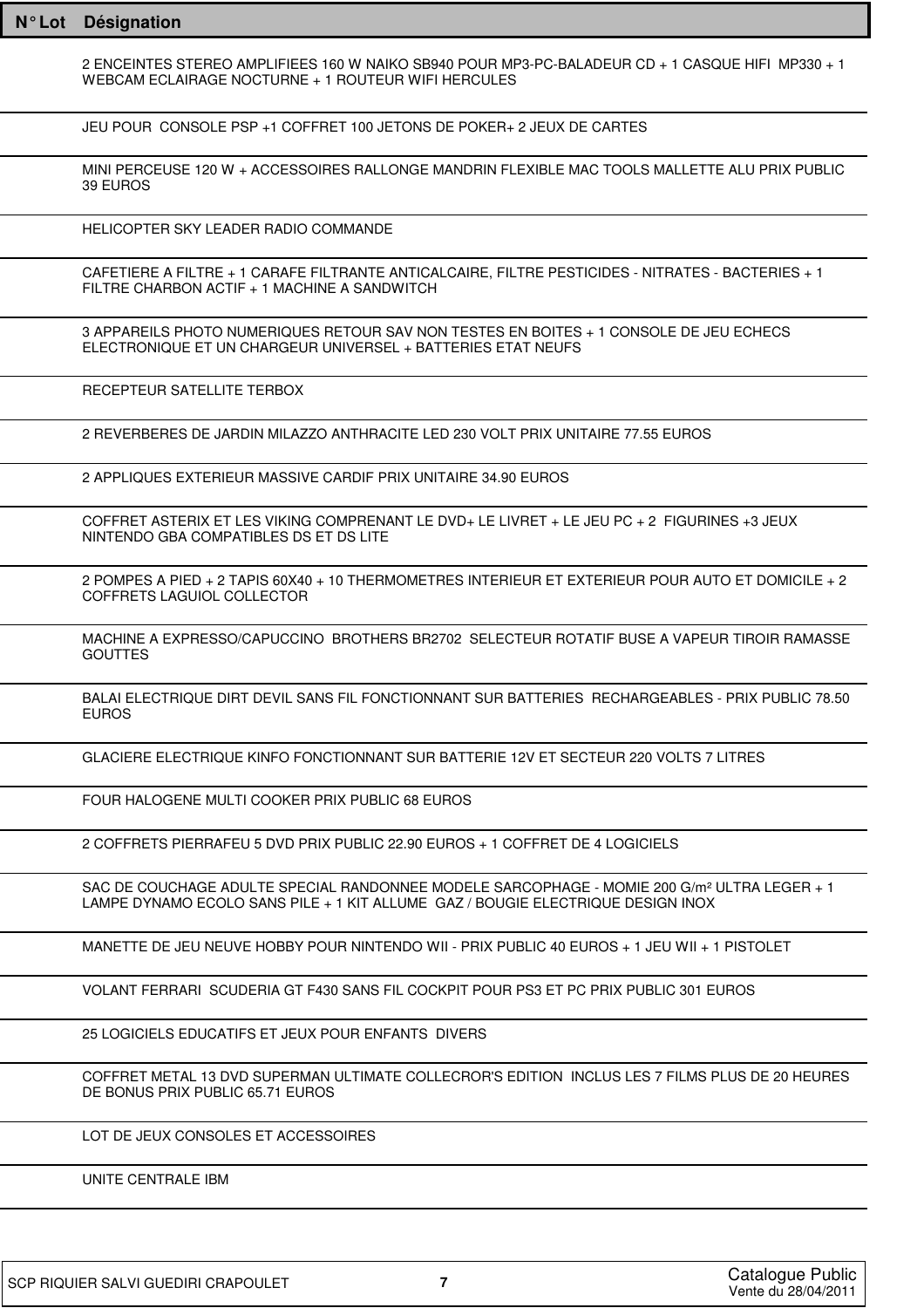| N° Lot | Désignation |
|---|---|
| | 2 ENCEINTES STEREO AMPLIFIEES 160 W NAIKO SB940 POUR MP3-PC-BALADEUR CD + 1 CASQUE HIFI MP330 + 1 WEBCAM ECLAIRAGE NOCTURNE + 1 ROUTEUR WIFI HERCULES |
| | JEU POUR CONSOLE PSP +1 COFFRET 100 JETONS DE POKER+ 2 JEUX DE CARTES |
| | MINI PERCEUSE 120 W + ACCESSOIRES RALLONGE MANDRIN FLEXIBLE MAC TOOLS MALLETTE ALU PRIX PUBLIC 39 EUROS |
| | HELICOPTER SKY LEADER RADIO COMMANDE |
| | CAFETIERE A FILTRE + 1 CARAFE FILTRANTE ANTICALCAIRE, FILTRE PESTICIDES - NITRATES - BACTERIES + 1 FILTRE CHARBON ACTIF + 1 MACHINE A SANDWITCH |
| | 3 APPAREILS PHOTO NUMERIQUES RETOUR SAV NON TESTES EN BOITES + 1 CONSOLE DE JEU ECHECS ELECTRONIQUE ET UN CHARGEUR UNIVERSEL + BATTERIES ETAT NEUFS |
| | RECEPTEUR SATELLITE TERBOX |
| | 2 REVERBERES DE JARDIN MILAZZO ANTHRACITE LED 230 VOLT PRIX UNITAIRE 77.55 EUROS |
| | 2 APPLIQUES EXTERIEUR MASSIVE CARDIF PRIX UNITAIRE 34.90 EUROS |
| | COFFRET ASTERIX ET LES VIKING COMPRENANT LE DVD+ LE LIVRET + LE JEU PC + 2 FIGURINES +3 JEUX NINTENDO GBA COMPATIBLES DS ET DS LITE |
| | 2 POMPES A PIED + 2 TAPIS 60X40 + 10 THERMOMETRES INTERIEUR ET EXTERIEUR POUR AUTO ET DOMICILE + 2 COFFRETS LAGUIOL COLLECTOR |
| | MACHINE A EXPRESSO/CAPUCCINO BROTHERS BR2702 SELECTEUR ROTATIF BUSE A VAPEUR TIROIR RAMASSE GOUTTES |
| | BALAI ELECTRIQUE DIRT DEVIL SANS FIL FONCTIONNANT SUR BATTERIES RECHARGEABLES - PRIX PUBLIC 78.50 EUROS |
| | GLACIERE ELECTRIQUE KINFO FONCTIONNANT SUR BATTERIE 12V ET SECTEUR 220 VOLTS 7 LITRES |
| | FOUR HALOGENE MULTI COOKER PRIX PUBLIC 68 EUROS |
| | 2 COFFRETS PIERRAFEU 5 DVD PRIX PUBLIC 22.90 EUROS + 1 COFFRET DE 4 LOGICIELS |
| | SAC DE COUCHAGE ADULTE SPECIAL RANDONNEE MODELE SARCOPHAGE - MOMIE 200 G/m² ULTRA LEGER + 1 LAMPE DYNAMO ECOLO SANS PILE + 1 KIT ALLUME GAZ / BOUGIE ELECTRIQUE DESIGN INOX |
| | MANETTE DE JEU NEUVE HOBBY POUR NINTENDO WII - PRIX PUBLIC 40 EUROS + 1 JEU WII + 1 PISTOLET |
| | VOLANT FERRARI SCUDERIA GT F430 SANS FIL COCKPIT POUR PS3 ET PC PRIX PUBLIC 301 EUROS |
| | 25 LOGICIELS EDUCATIFS ET JEUX POUR ENFANTS DIVERS |
| | COFFRET METAL 13 DVD SUPERMAN ULTIMATE COLLECROR'S EDITION INCLUS LES 7 FILMS PLUS DE 20 HEURES DE BONUS PRIX PUBLIC 65.71 EUROS |
| | LOT DE JEUX CONSOLES ET ACCESSOIRES |
| | UNITE CENTRALE IBM |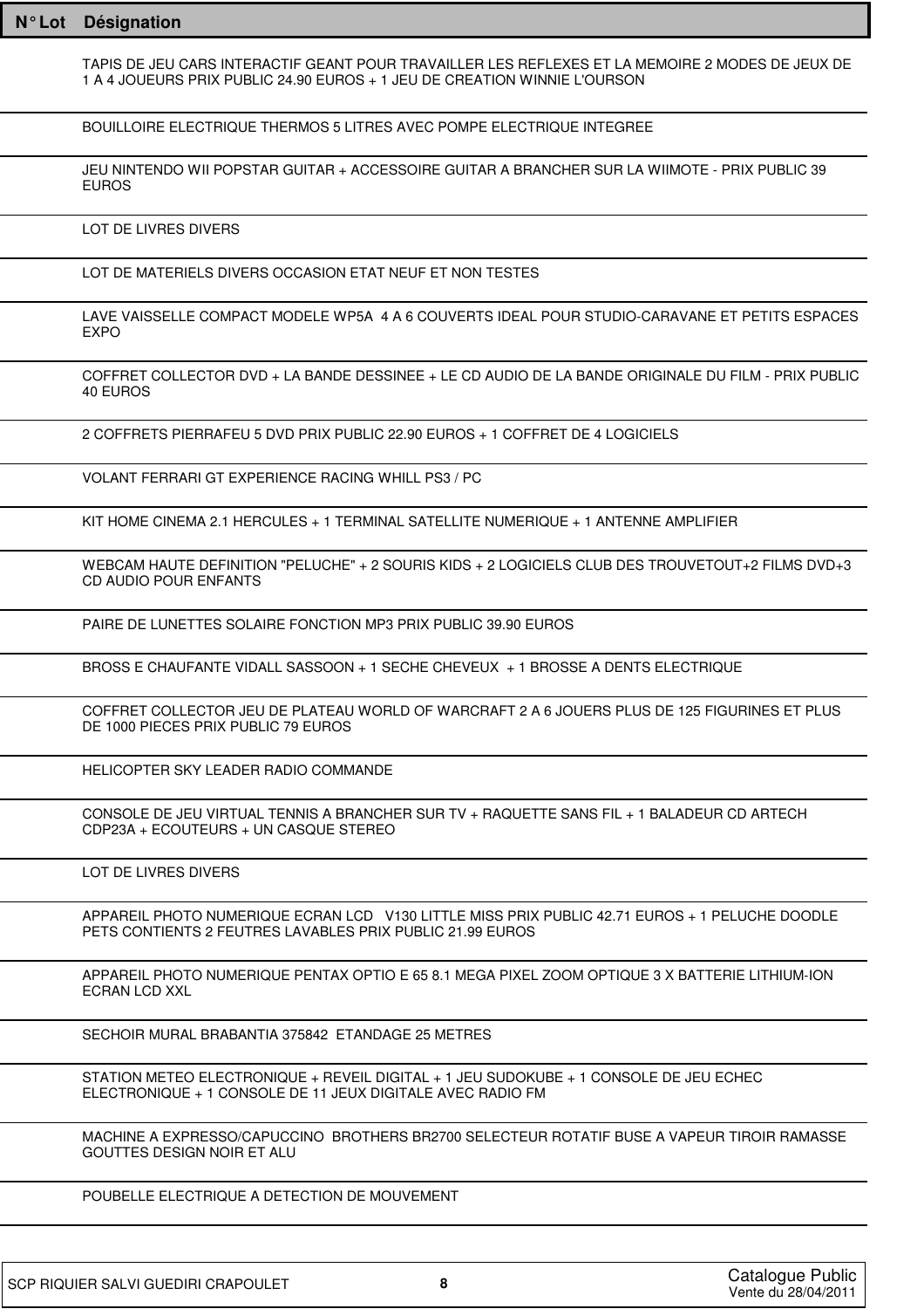| N° Lot | Désignation |
| --- | --- |
| | TAPIS DE JEU CARS INTERACTIF GEANT POUR TRAVAILLER LES REFLEXES ET LA MEMOIRE 2 MODES DE JEUX DE 1 A 4 JOUEURS PRIX PUBLIC 24.90 EUROS + 1 JEU DE CREATION WINNIE L'OURSON |
| | BOUILLOIRE ELECTRIQUE THERMOS 5 LITRES AVEC POMPE ELECTRIQUE INTEGREE |
| | JEU NINTENDO WII POPSTAR GUITAR + ACCESSOIRE GUITAR A BRANCHER SUR LA WIIMOTE - PRIX PUBLIC 39 EUROS |
| | LOT DE LIVRES DIVERS |
| | LOT DE MATERIELS DIVERS OCCASION ETAT NEUF ET NON TESTES |
| | LAVE VAISSELLE COMPACT MODELE WP5A 4 A 6 COUVERTS IDEAL POUR STUDIO-CARAVANE ET PETITS ESPACES EXPO |
| | COFFRET COLLECTOR DVD + LA BANDE DESSINEE + LE CD AUDIO DE LA BANDE ORIGINALE DU FILM - PRIX PUBLIC 40 EUROS |
| | 2 COFFRETS PIERRAFEU 5 DVD PRIX PUBLIC 22.90 EUROS + 1 COFFRET DE 4 LOGICIELS |
| | VOLANT FERRARI GT EXPERIENCE RACING WHILL PS3 / PC |
| | KIT HOME CINEMA 2.1 HERCULES + 1 TERMINAL SATELLITE NUMERIQUE + 1 ANTENNE AMPLIFIER |
| | WEBCAM HAUTE DEFINITION "PELUCHE" + 2 SOURIS KIDS + 2 LOGICIELS CLUB DES TROUVETOUT+2 FILMS DVD+3 CD AUDIO POUR ENFANTS |
| | PAIRE DE LUNETTES SOLAIRE FONCTION MP3 PRIX PUBLIC 39.90 EUROS |
| | BROSS E CHAUFANTE VIDALL SASSOON + 1 SECHE CHEVEUX + 1 BROSSE A DENTS ELECTRIQUE |
| | COFFRET COLLECTOR JEU DE PLATEAU WORLD OF WARCRAFT 2 A 6 JOUERS PLUS DE 125 FIGURINES ET PLUS DE 1000 PIECES PRIX PUBLIC 79 EUROS |
| | HELICOPTER SKY LEADER RADIO COMMANDE |
| | CONSOLE DE JEU VIRTUAL TENNIS A BRANCHER SUR TV + RAQUETTE SANS FIL + 1 BALADEUR CD ARTECH CDP23A + ECOUTEURS + UN CASQUE STEREO |
| | LOT DE LIVRES DIVERS |
| | APPAREIL PHOTO NUMERIQUE ECRAN LCD V130 LITTLE MISS PRIX PUBLIC 42.71 EUROS + 1 PELUCHE DOODLE PETS CONTIENTS 2 FEUTRES LAVABLES PRIX PUBLIC 21.99 EUROS |
| | APPAREIL PHOTO NUMERIQUE PENTAX OPTIO E 65 8.1 MEGA PIXEL ZOOM OPTIQUE 3 X BATTERIE LITHIUM-ION ECRAN LCD XXL |
| | SECHOIR MURAL BRABANTIA 375842 ETANDAGE 25 METRES |
| | STATION METEO ELECTRONIQUE + REVEIL DIGITAL + 1 JEU SUDOKUBE + 1 CONSOLE DE JEU ECHEC ELECTRONIQUE + 1 CONSOLE DE 11 JEUX DIGITALE AVEC RADIO FM |
| | MACHINE A EXPRESSO/CAPUCCINO BROTHERS BR2700 SELECTEUR ROTATIF BUSE A VAPEUR TIROIR RAMASSE GOUTTES DESIGN NOIR ET ALU |
| | POUBELLE ELECTRIQUE A DETECTION DE MOUVEMENT |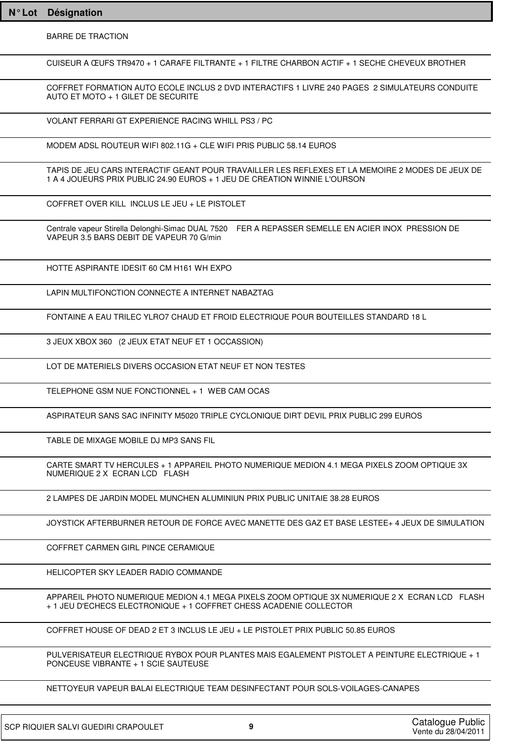| N° Lot | Désignation |
|---|---|
| | BARRE DE TRACTION |
| | CUISEUR A ŒUFS TR9470 + 1 CARAFE FILTRANTE + 1 FILTRE CHARBON ACTIF + 1 SECHE CHEVEUX BROTHER |
| | COFFRET FORMATION AUTO ECOLE INCLUS 2 DVD INTERACTIFS 1 LIVRE 240 PAGES 2 SIMULATEURS CONDUITE AUTO ET MOTO + 1 GILET DE SECURITE |
| | VOLANT FERRARI GT EXPERIENCE RACING WHILL PS3 / PC |
| | MODEM ADSL ROUTEUR WIFI 802.11G + CLE WIFI PRIS PUBLIC 58.14 EUROS |
| | TAPIS DE JEU CARS INTERACTIF GEANT POUR TRAVAILLER LES REFLEXES ET LA MEMOIRE 2 MODES DE JEUX DE 1 A 4 JOUEURS PRIX PUBLIC 24.90 EUROS + 1 JEU DE CREATION WINNIE L'OURSON |
| | COFFRET OVER KILL INCLUS LE JEU + LE PISTOLET |
| | Centrale vapeur Stirella Delonghi-Simac DUAL 7520 FER A REPASSER SEMELLE EN ACIER INOX PRESSION DE VAPEUR 3.5 BARS DEBIT DE VAPEUR 70 G/min |
| | HOTTE ASPIRANTE IDESIT 60 CM H161 WH EXPO |
| | LAPIN MULTIFONCTION CONNECTE A INTERNET NABAZTAG |
| | FONTAINE A EAU TRILEC YLRO7 CHAUD ET FROID ELECTRIQUE POUR BOUTEILLES STANDARD 18 L |
| | 3 JEUX XBOX 360 (2 JEUX ETAT NEUF ET 1 OCCASSION) |
| | LOT DE MATERIELS DIVERS OCCASION ETAT NEUF ET NON TESTES |
| | TELEPHONE GSM NUE FONCTIONNEL + 1 WEB CAM OCAS |
| | ASPIRATEUR SANS SAC INFINITY M5020 TRIPLE CYCLONIQUE DIRT DEVIL PRIX PUBLIC 299 EUROS |
| | TABLE DE MIXAGE MOBILE DJ MP3 SANS FIL |
| | CARTE SMART TV HERCULES + 1 APPAREIL PHOTO NUMERIQUE MEDION 4.1 MEGA PIXELS ZOOM OPTIQUE 3X NUMERIQUE 2 X ECRAN LCD FLASH |
| | 2 LAMPES DE JARDIN MODEL MUNCHEN ALUMINIUN PRIX PUBLIC UNITAIE 38.28 EUROS |
| | JOYSTICK AFTERBURNER RETOUR DE FORCE AVEC MANETTE DES GAZ ET BASE LESTEE+ 4 JEUX DE SIMULATION |
| | COFFRET CARMEN GIRL PINCE CERAMIQUE |
| | HELICOPTER SKY LEADER RADIO COMMANDE |
| | APPAREIL PHOTO NUMERIQUE MEDION 4.1 MEGA PIXELS ZOOM OPTIQUE 3X NUMERIQUE 2 X ECRAN LCD FLASH + 1 JEU D'ECHECS ELECTRONIQUE + 1 COFFRET CHESS ACADENIE COLLECTOR |
| | COFFRET HOUSE OF DEAD 2 ET 3 INCLUS LE JEU + LE PISTOLET PRIX PUBLIC 50.85 EUROS |
| | PULVERISATEUR ELECTRIQUE RYBOX POUR PLANTES MAIS EGALEMENT PISTOLET A PEINTURE ELECTRIQUE + 1 PONCEUSE VIBRANTE + 1 SCIE SAUTEUSE |
| | NETTOYEUR VAPEUR BALAI ELECTRIQUE TEAM DESINFECTANT POUR SOLS-VOILAGES-CANAPES |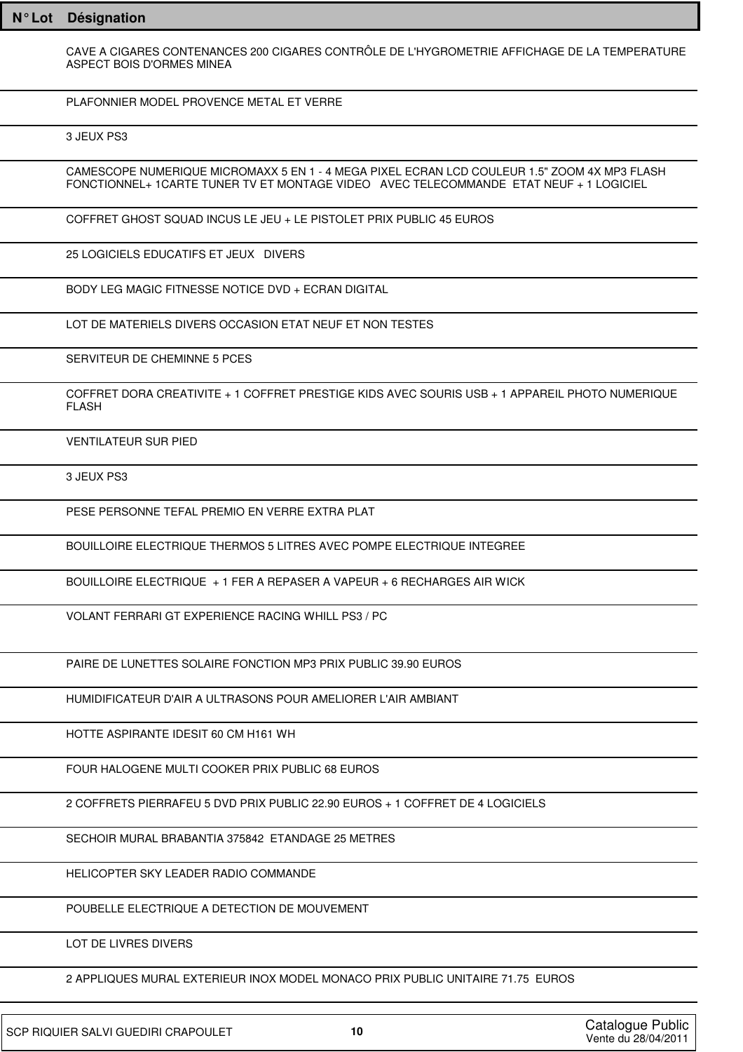| N° Lot | Désignation |
|---|---|
| | CAVE A CIGARES CONTENANCES 200 CIGARES CONTRÔLE DE L'HYGROMETRIE AFFICHAGE DE LA TEMPERATURE ASPECT BOIS D'ORMES MINEA |
| | PLAFONNIER MODEL PROVENCE METAL ET VERRE |
| | 3 JEUX PS3 |
| | CAMESCOPE NUMERIQUE MICROMAXX 5 EN 1 - 4 MEGA PIXEL ECRAN LCD COULEUR 1.5" ZOOM 4X MP3 FLASH FONCTIONNEL+ 1CARTE TUNER TV ET MONTAGE VIDEO AVEC TELECOMMANDE ETAT NEUF + 1 LOGICIEL |
| | COFFRET GHOST SQUAD INCUS LE JEU + LE PISTOLET PRIX PUBLIC 45 EUROS |
| | 25 LOGICIELS EDUCATIFS ET JEUX DIVERS |
| | BODY LEG MAGIC FITNESSE NOTICE DVD + ECRAN DIGITAL |
| | LOT DE MATERIELS DIVERS OCCASION ETAT NEUF ET NON TESTES |
| | SERVITEUR DE CHEMINNE 5 PCES |
| | COFFRET DORA CREATIVITE + 1 COFFRET PRESTIGE KIDS AVEC SOURIS USB + 1 APPAREIL PHOTO NUMERIQUE FLASH |
| | VENTILATEUR SUR PIED |
| | 3 JEUX PS3 |
| | PESE PERSONNE TEFAL PREMIO EN VERRE EXTRA PLAT |
| | BOUILLOIRE ELECTRIQUE THERMOS 5 LITRES AVEC POMPE ELECTRIQUE INTEGREE |
| | BOUILLOIRE ELECTRIQUE + 1 FER A REPASER A VAPEUR + 6 RECHARGES AIR WICK |
| | VOLANT FERRARI GT EXPERIENCE RACING WHILL PS3 / PC |
| | PAIRE DE LUNETTES SOLAIRE FONCTION MP3 PRIX PUBLIC 39.90 EUROS |
| | HUMIDIFICATEUR D'AIR A ULTRASONS POUR AMELIORER L'AIR AMBIANT |
| | HOTTE ASPIRANTE IDESIT 60 CM H161 WH |
| | FOUR HALOGENE MULTI COOKER PRIX PUBLIC 68 EUROS |
| | 2 COFFRETS PIERRAFEU 5 DVD PRIX PUBLIC 22.90 EUROS + 1 COFFRET DE 4 LOGICIELS |
| | SECHOIR MURAL BRABANTIA 375842 ETANDAGE 25 METRES |
| | HELICOPTER SKY LEADER RADIO COMMANDE |
| | POUBELLE ELECTRIQUE A DETECTION DE MOUVEMENT |
| | LOT DE LIVRES DIVERS |
| | 2 APPLIQUES MURAL EXTERIEUR INOX MODEL MONACO PRIX PUBLIC UNITAIRE 71.75 EUROS |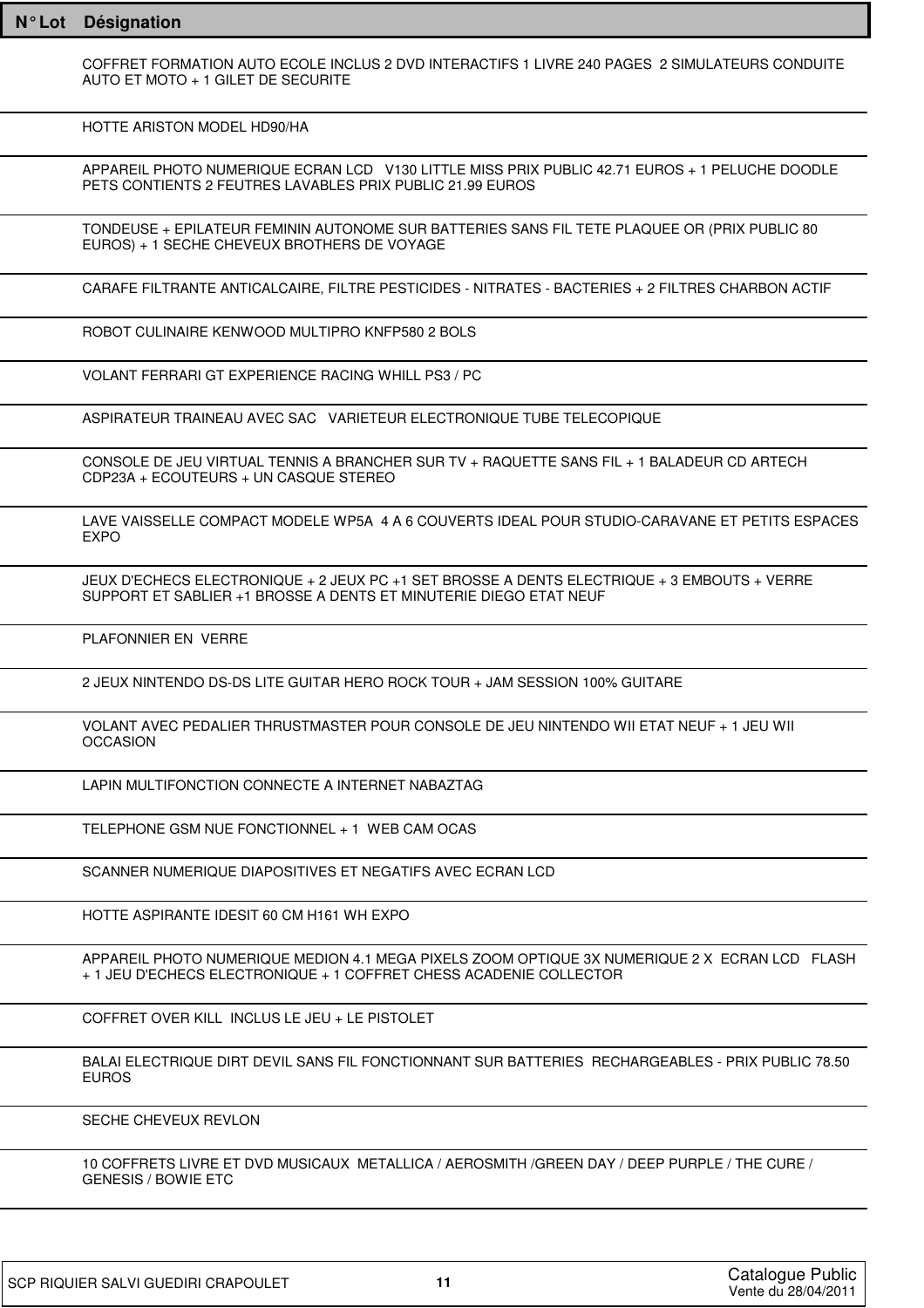| N° Lot | Désignation |
|---|---|
| | COFFRET FORMATION AUTO ECOLE INCLUS 2 DVD INTERACTIFS 1 LIVRE 240 PAGES 2 SIMULATEURS CONDUITE AUTO ET MOTO + 1 GILET DE SECURITE |
| | HOTTE ARISTON MODEL HD90/HA |
| | APPAREIL PHOTO NUMERIQUE ECRAN LCD V130 LITTLE MISS PRIX PUBLIC 42.71 EUROS + 1 PELUCHE DOODLE PETS CONTIENTS 2 FEUTRES LAVABLES PRIX PUBLIC 21.99 EUROS |
| | TONDEUSE + EPILATEUR FEMININ AUTONOME SUR BATTERIES SANS FIL TETE PLAQUEE OR (PRIX PUBLIC 80 EUROS) + 1 SECHE CHEVEUX BROTHERS DE VOYAGE |
| | CARAFE FILTRANTE ANTICALCAIRE, FILTRE PESTICIDES - NITRATES - BACTERIES + 2 FILTRES CHARBON ACTIF |
| | ROBOT CULINAIRE KENWOOD MULTIPRO KNFP580 2 BOLS |
| | VOLANT FERRARI GT EXPERIENCE RACING WHILL PS3 / PC |
| | ASPIRATEUR TRAINEAU AVEC SAC VARIETEUR ELECTRONIQUE TUBE TELECOPIQUE |
| | CONSOLE DE JEU VIRTUAL TENNIS A BRANCHER SUR TV + RAQUETTE SANS FIL + 1 BALADEUR CD ARTECH CDP23A + ECOUTEURS + UN CASQUE STEREO |
| | LAVE VAISSELLE COMPACT MODELE WP5A 4 A 6 COUVERTS IDEAL POUR STUDIO-CARAVANE ET PETITS ESPACES EXPO |
| | JEUX D'ECHECS ELECTRONIQUE + 2 JEUX PC +1 SET BROSSE A DENTS ELECTRIQUE + 3 EMBOUTS + VERRE SUPPORT ET SABLIER +1 BROSSE A DENTS ET MINUTERIE DIEGO ETAT NEUF |
| | PLAFONNIER EN VERRE |
| | 2 JEUX NINTENDO DS-DS LITE GUITAR HERO ROCK TOUR + JAM SESSION 100% GUITARE |
| | VOLANT AVEC PEDALIER THRUSTMASTER POUR CONSOLE DE JEU NINTENDO WII ETAT NEUF + 1 JEU WII OCCASION |
| | LAPIN MULTIFONCTION CONNECTE A INTERNET NABAZTAG |
| | TELEPHONE GSM NUE FONCTIONNEL + 1 WEB CAM OCAS |
| | SCANNER NUMERIQUE DIAPOSITIVES ET NEGATIFS AVEC ECRAN LCD |
| | HOTTE ASPIRANTE IDESIT 60 CM H161 WH EXPO |
| | APPAREIL PHOTO NUMERIQUE MEDION 4.1 MEGA PIXELS ZOOM OPTIQUE 3X NUMERIQUE 2 X ECRAN LCD FLASH + 1 JEU D'ECHECS ELECTRONIQUE + 1 COFFRET CHESS ACADENIE COLLECTOR |
| | COFFRET OVER KILL INCLUS LE JEU + LE PISTOLET |
| | BALAI ELECTRIQUE DIRT DEVIL SANS FIL FONCTIONNANT SUR BATTERIES RECHARGEABLES - PRIX PUBLIC 78.50 EUROS |
| | SECHE CHEVEUX REVLON |
| | 10 COFFRETS LIVRE ET DVD MUSICAUX METALLICA / AEROSMITH /GREEN DAY / DEEP PURPLE / THE CURE / GENESIS / BOWIE ETC |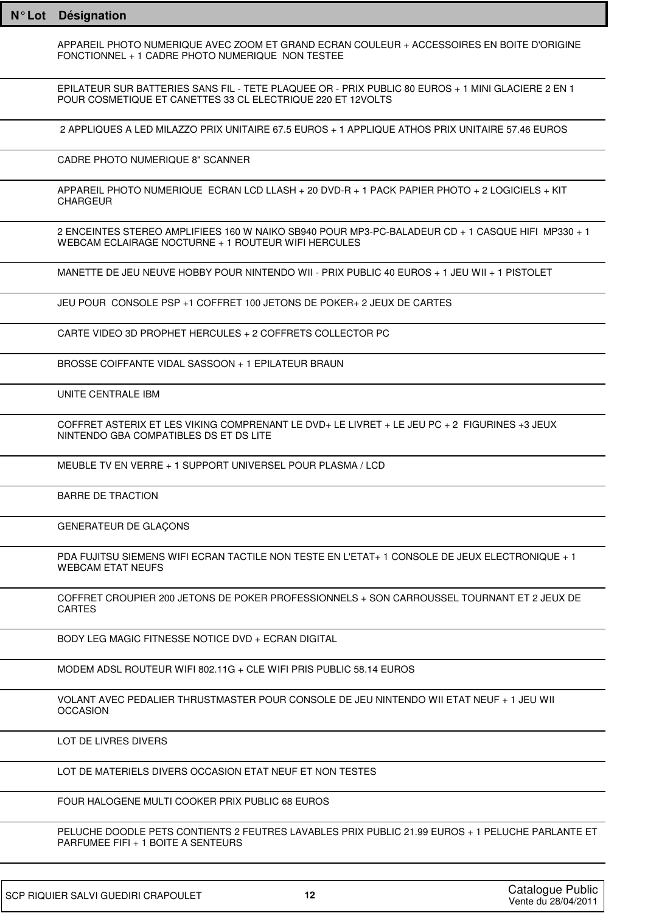| N° Lot | Désignation |
| --- | --- |
| | APPAREIL PHOTO NUMERIQUE AVEC ZOOM ET GRAND ECRAN COULEUR + ACCESSOIRES EN BOITE D'ORIGINE FONCTIONNEL + 1 CADRE PHOTO NUMERIQUE NON TESTEE |
| | EPILATEUR SUR BATTERIES SANS FIL - TETE PLAQUEE OR - PRIX PUBLIC 80 EUROS + 1 MINI GLACIERE 2 EN 1 POUR COSMETIQUE ET CANETTES 33 CL ELECTRIQUE 220 ET 12VOLTS |
| | 2 APPLIQUES A LED MILAZZO PRIX UNITAIRE 67.5 EUROS + 1 APPLIQUE ATHOS PRIX UNITAIRE 57.46 EUROS |
| | CADRE PHOTO NUMERIQUE 8" SCANNER |
| | APPAREIL PHOTO NUMERIQUE ECRAN LCD LLASH + 20 DVD-R + 1 PACK PAPIER PHOTO + 2 LOGICIELS + KIT CHARGEUR |
| | 2 ENCEINTES STEREO AMPLIFIEES 160 W NAIKO SB940 POUR MP3-PC-BALADEUR CD + 1 CASQUE HIFI MP330 + 1 WEBCAM ECLAIRAGE NOCTURNE + 1 ROUTEUR WIFI HERCULES |
| | MANETTE DE JEU NEUVE HOBBY POUR NINTENDO WII - PRIX PUBLIC 40 EUROS + 1 JEU WII + 1 PISTOLET |
| | JEU POUR CONSOLE PSP +1 COFFRET 100 JETONS DE POKER+ 2 JEUX DE CARTES |
| | CARTE VIDEO 3D PROPHET HERCULES + 2 COFFRETS COLLECTOR PC |
| | BROSSE COIFFANTE VIDAL SASSOON + 1 EPILATEUR BRAUN |
| | UNITE CENTRALE IBM |
| | COFFRET ASTERIX ET LES VIKING COMPRENANT LE DVD+ LE LIVRET + LE JEU PC + 2 FIGURINES +3 JEUX NINTENDO GBA COMPATIBLES DS ET DS LITE |
| | MEUBLE TV EN VERRE + 1 SUPPORT UNIVERSEL POUR PLASMA / LCD |
| | BARRE DE TRACTION |
| | GENERATEUR DE GLAÇONS |
| | PDA FUJITSU SIEMENS WIFI ECRAN TACTILE NON TESTE EN L'ETAT+ 1 CONSOLE DE JEUX ELECTRONIQUE + 1 WEBCAM ETAT NEUFS |
| | COFFRET CROUPIER 200 JETONS DE POKER PROFESSIONNELS + SON CARROUSSEL TOURNANT ET 2 JEUX DE CARTES |
| | BODY LEG MAGIC FITNESSE NOTICE DVD + ECRAN DIGITAL |
| | MODEM ADSL ROUTEUR WIFI 802.11G + CLE WIFI PRIS PUBLIC 58.14 EUROS |
| | VOLANT AVEC PEDALIER THRUSTMASTER POUR CONSOLE DE JEU NINTENDO WII ETAT NEUF + 1 JEU WII OCCASION |
| | LOT DE LIVRES DIVERS |
| | LOT DE MATERIELS DIVERS OCCASION ETAT NEUF ET NON TESTES |
| | FOUR HALOGENE MULTI COOKER PRIX PUBLIC 68 EUROS |
| | PELUCHE DOODLE PETS CONTIENTS 2 FEUTRES LAVABLES PRIX PUBLIC 21.99 EUROS + 1 PELUCHE PARLANTE ET PARFUMEE FIFI + 1 BOITE A SENTEURS |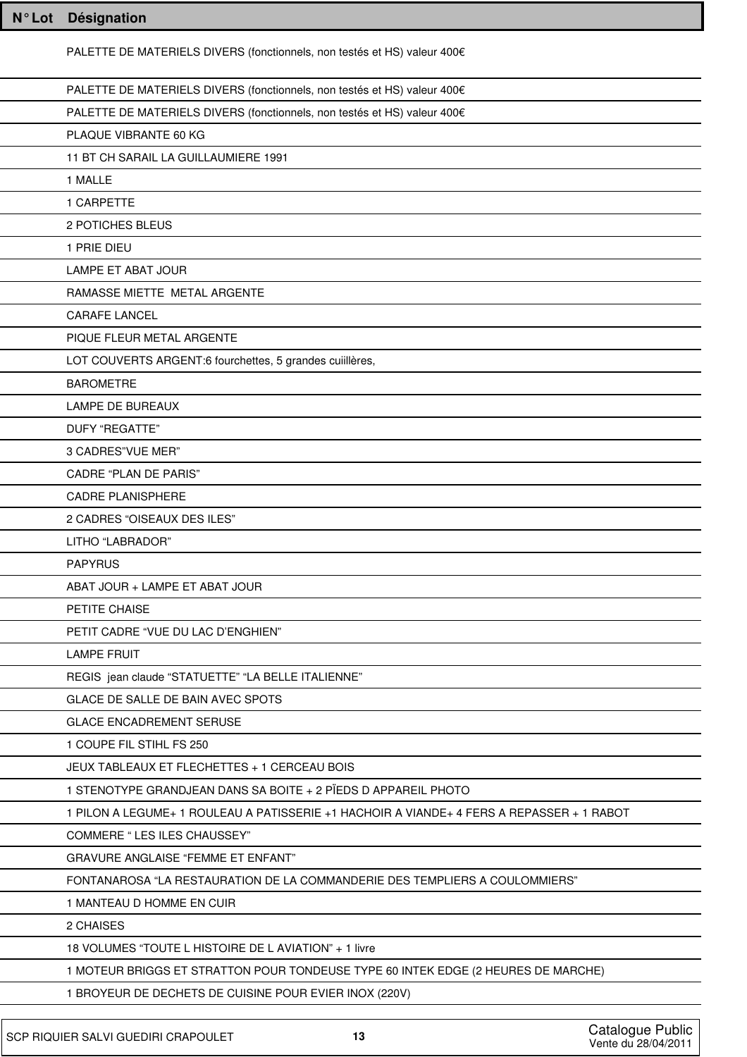| N° Lot | Désignation |
|---|---|
| | PALETTE DE MATERIELS DIVERS (fonctionnels, non testés et HS) valeur 400€ |
| | PALETTE DE MATERIELS DIVERS (fonctionnels, non testés et HS) valeur 400€ |
| | PALETTE DE MATERIELS DIVERS (fonctionnels, non testés et HS) valeur 400€ |
| | PLAQUE VIBRANTE 60 KG |
| | 11 BT CH SARAIL LA GUILLAUMIERE 1991 |
| | 1 MALLE |
| | 1 CARPETTE |
| | 2 POTICHES BLEUS |
| | 1 PRIE DIEU |
| | LAMPE ET ABAT JOUR |
| | RAMASSE MIETTE METAL ARGENTE |
| | CARAFE LANCEL |
| | PIQUE FLEUR METAL ARGENTE |
| | LOT COUVERTS ARGENT:6 fourchettes, 5 grandes cuiillères, |
| | BAROMETRE |
| | LAMPE DE BUREAUX |
| | DUFY “REGATTE” |
| | 3 CADRES”VUE MER” |
| | CADRE “PLAN DE PARIS” |
| | CADRE PLANISPHERE |
| | 2 CADRES “OISEAUX DES ILES” |
| | LITHO “LABRADOR” |
| | PAPYRUS |
| | ABAT JOUR + LAMPE ET ABAT JOUR |
| | PETITE CHAISE |
| | PETIT CADRE “VUE DU LAC D’ENGHIEN” |
| | LAMPE FRUIT |
| | REGIS jean claude “STATUETTE” “LA BELLE ITALIENNE” |
| | GLACE DE SALLE DE BAIN AVEC SPOTS |
| | GLACE ENCADREMENT SERUSE |
| | 1 COUPE FIL STIHL FS 250 |
| | JEUX TABLEAUX ET FLECHETTES + 1 CERCEAU BOIS |
| | 1 STENOTYPE GRANDJEAN DANS SA BOITE + 2 PÏEDS D APPAREIL PHOTO |
| | 1 PILON A LEGUME+ 1 ROULEAU A PATISSERIE +1 HACHOIR A VIANDE+ 4 FERS A REPASSER + 1 RABOT |
| | COMMERE “ LES ILES CHAUSSEY” |
| | GRAVURE ANGLAISE “FEMME ET ENFANT” |
| | FONTANAROSA “LA RESTAURATION DE LA COMMANDERIE DES TEMPLIERS A COULOMMIERS” |
| | 1 MANTEAU D HOMME EN CUIR |
| | 2 CHAISES |
| | 18 VOLUMES “TOUTE L HISTOIRE DE L AVIATION” + 1 livre |
| | 1 MOTEUR BRIGGS ET STRATTON POUR TONDEUSE TYPE 60 INTEK EDGE (2 HEURES DE MARCHE) |
| | 1 BROYEUR DE DECHETS DE CUISINE POUR EVIER INOX (220V) |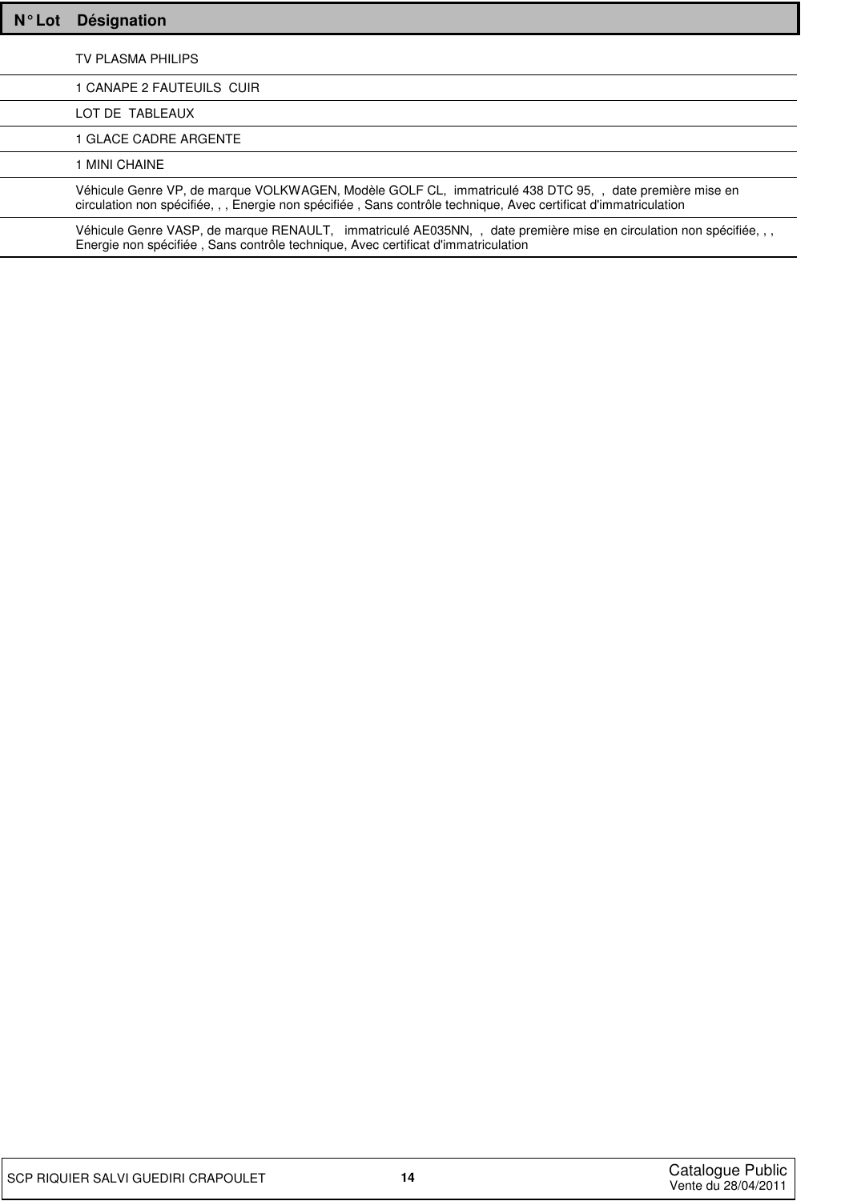| N° Lot | Désignation |
|---|---|
| | TV PLASMA PHILIPS |
| | 1 CANAPE 2 FAUTEUILS CUIR |
| | LOT DE TABLEAUX |
| | 1 GLACE CADRE ARGENTE |
| | 1 MINI CHAINE |
| | Véhicule Genre VP, de marque VOLKWAGEN, Modèle GOLF CL, immatriculé 438 DTC 95, , date première mise en circulation non spécifiée, , , Energie non spécifiée , Sans contrôle technique, Avec certificat d'immatriculation |
| | Véhicule Genre VASP, de marque RENAULT, immatriculé AE035NN, , date première mise en circulation non spécifiée, , , Energie non spécifiée , Sans contrôle technique, Avec certificat d'immatriculation |